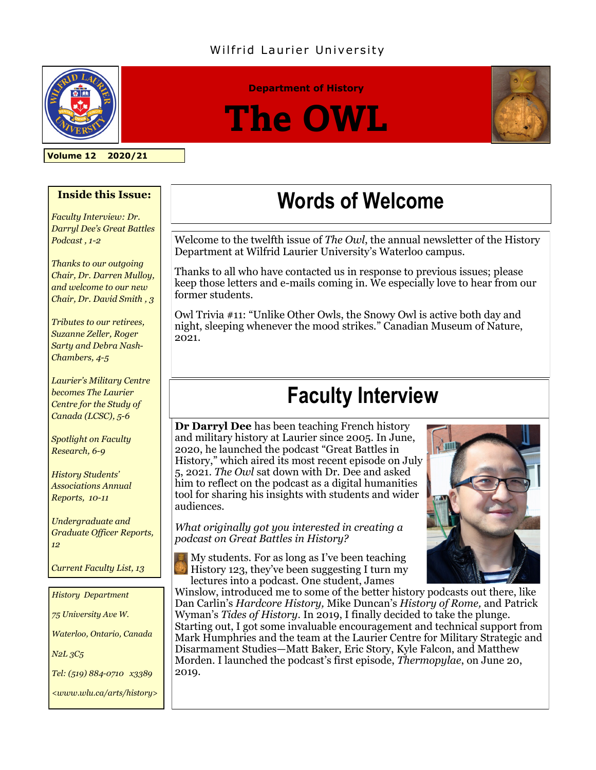Wilfrid Laurier University

Department of History

# The OWL

**Volume 12 2020/21**

**Inside this Issue:**

*Faculty Interview: Dr. Darryl Dee's Great Battles Podcast , 1-2*

*Thanks to our outgoing Chair, Dr. Darren Mulloy, and welcome to our new Chair, Dr. David Smith , 3*

*Tributes to our retirees, Suzanne Zeller, Roger Sarty and Debra Nash-Chambers, 4-5*

*Laurier's Military Centre becomes The Laurier Centre for the Study of Canada (LCSC), 5-6*

*Spotlight on Faculty Research, 6-9*

*History Students' Associations Annual Reports, 10-11*

*Undergraduate and Graduate Officer Reports, 12*

*Current Faculty List, 13*

*History Department*

*75 University Ave W.*

*Waterloo, Ontario, Canada*

*N2L 3C5*

*Tel: (519) 884-0710 x3389*

*<www.wlu.ca/arts/history>*

## Words of Welcome

Welcome to the twelfth issue of *The Owl*, the annual newsletter of the History Department at Wilfrid Laurier University's Waterloo campus.

Thanks to all who have contacted us in response to previous issues; please keep those letters and e-mails coming in. We especially love to hear from our former students.

Owl Trivia #11: "Unlike Other Owls, the Snowy Owl is active both day and night, sleeping whenever the mood strikes." Canadian Museum of Nature, 2021.

## Faculty Interview

**Dr Darryl Dee** has been teaching French history and military history at Laurier since 2005. In June, 2020, he launched the podcast "Great Battles in History," which aired its most recent episode on July 5, 2021. *The Owl* sat down with Dr. Dee and asked him to reflect on the podcast as a digital humanities tool for sharing his insights with students and wider audiences.

*What originally got you interested in creating a podcast on Great Battles in History?*

My students. For as long as I've been teaching History 123, they've been suggesting I turn my lectures into a podcast. One student, James Winslow, introduced me to some of the better history podcasts out there, like Dan Carlin's *Hardcore History,* Mike Duncan's *History of Rome,* and Patrick Wyman's *Tides of History*. In 2019, I finally decided to take the plunge. Starting out, I got some invaluable encouragement and technical support from Mark Humphries and the team at the Laurier Centre for Military Strategic and Disarmament Studies—Matt Baker, Eric Story, Kyle Falcon, and Matthew Morden. I launched the podcast's first episode, *Thermopylae*, on June 20, 2019.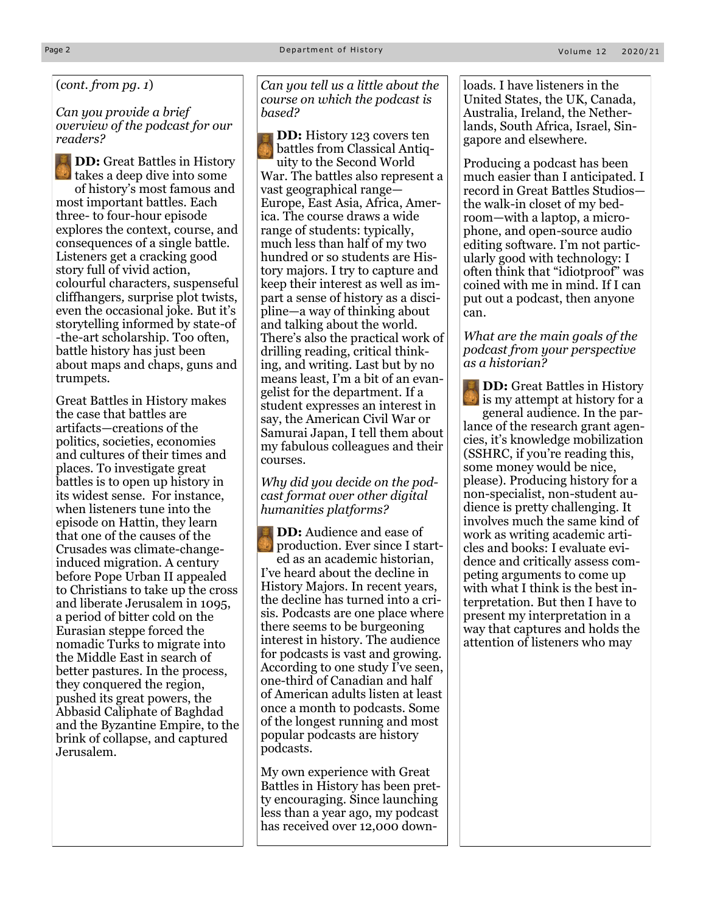(*cont. from pg. 1*)

*Can you provide a brief overview of the podcast for our readers?*

**DD:** Great Battles in History takes a deep dive into some of history's most famous and most important battles. Each three- to four-hour episode explores the context, course, and consequences of a single battle. Listeners get a cracking good story full of vivid action, colourful characters, suspenseful cliffhangers, surprise plot twists, even the occasional joke. But it's storytelling informed by state-of-the-art scholarship. Too often, battle history has just been about maps and chaps, guns and trumpets.

Great Battles in History makes the case that battles are artifacts—creations of the politics, societies, economies and cultures of their times and places. To investigate great battles is to open up history in its widest sense. For instance, when listeners tune into the episode on Hattin, they learn that one of the causes of the Crusades was climate-change-induced migration. A century before Pope Urban II appealed to Christians to take up the cross and liberate Jerusalem in 1095, a period of bitter cold on the Eurasian steppe forced the nomadic Turks to migrate into the Middle East in search of better pastures. In the process, they conquered the region, pushed its great powers, the Abbasid Caliphate of Baghdad and the Byzantine Empire, to the brink of collapse, and captured Jerusalem.

*Can you tell us a little about the course on which the podcast is based?*

**DD:** History 123 covers ten battles from Classical Antiquity to the Second World War. The battles also represent a vast geographical range—Europe, East Asia, Africa, America. The course draws a wide range of students: typically, much less than half of my two hundred or so students are History majors. I try to capture and keep their interest as well as impart a sense of history as a discipline—a way of thinking about and talking about the world. There's also the practical work of drilling reading, critical thinking, and writing. Last but by no means least, I'm a bit of an evangelist for the department. If a student expresses an interest in say, the American Civil War or Samurai Japan, I tell them about my fabulous colleagues and their courses.

*Why did you decide on the podcast format over other digital humanities platforms?*

**DD:** Audience and ease of production. Ever since I started as an academic historian, I've heard about the decline in History Majors. In recent years, the decline has turned into a crisis. Podcasts are one place where there seems to be burgeoning interest in history. The audience for podcasts is vast and growing. According to one study I've seen, one-third of Canadian and half of American adults listen at least once a month to podcasts. Some of the longest running and most popular podcasts are history podcasts.

My own experience with Great Battles in History has been pretty encouraging. Since launching less than a year ago, my podcast has received over 12,000 downloads. I have listeners in the United States, the UK, Canada, Australia, Ireland, the Netherlands, South Africa, Israel, Singapore and elsewhere.

Producing a podcast has been much easier than I anticipated. I record in Great Battles Studios—the walk-in closet of my bedroom—with a laptop, a microphone, and open-source audio editing software. I'm not particularly good with technology: I often think that "idiotproof" was coined with me in mind. If I can put out a podcast, then anyone can.

*What are the main goals of the podcast from your perspective as a historian?*

**DD:** Great Battles in History is my attempt at history for a general audience. In the parlance of the research grant agencies, it's knowledge mobilization (SSHRC, if you're reading this, some money would be nice, please). Producing history for a non-specialist, non-student audience is pretty challenging. It involves much the same kind of work as writing academic articles and books: I evaluate evidence and critically assess competing arguments to come up with what I think is the best interpretation. But then I have to present my interpretation in a way that captures and holds the attention of listeners who may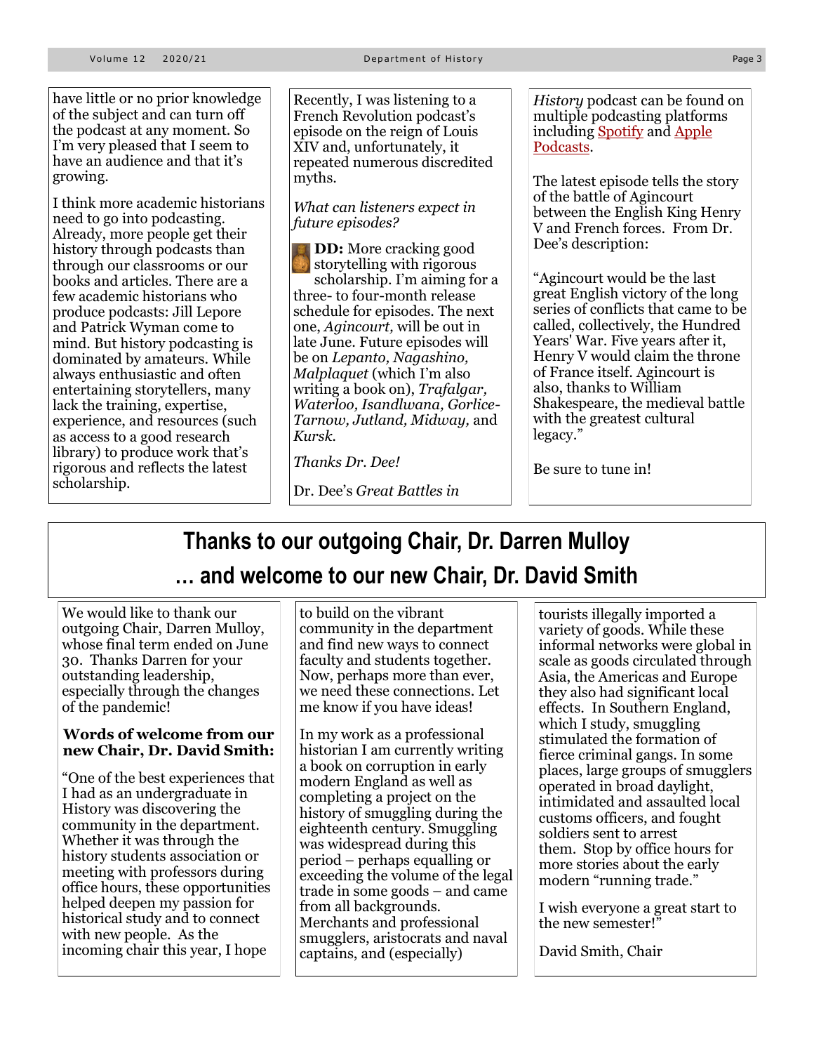have little or no prior knowledge of the subject and can turn off the podcast at any moment. So I'm very pleased that I seem to have an audience and that it's growing.

I think more academic historians need to go into podcasting. Already, more people get their history through podcasts than through our classrooms or our books and articles. There are a few academic historians who produce podcasts: Jill Lepore and Patrick Wyman come to mind. But history podcasting is dominated by amateurs. While always enthusiastic and often entertaining storytellers, many lack the training, expertise, experience, and resources (such as access to a good research library) to produce work that's rigorous and reflects the latest scholarship.

Recently, I was listening to a French Revolution podcast's episode on the reign of Louis XIV and, unfortunately, it repeated numerous discredited myths.

*What can listeners expect in future episodes?*

**DD:** More cracking good storytelling with rigorous scholarship. I'm aiming for a three- to four-month release schedule for episodes. The next one, *Agincourt,* will be out in late June. Future episodes will be on *Lepanto, Nagashino, Malplaquet* (which I'm also writing a book on), *Trafalgar, Waterloo, Isandlwana, Gorlice-Tarnow, Jutland, Midway,* and *Kursk.*

*Thanks Dr. Dee!*

Dr. Dee's *Great Battles in History* podcast can be found on multiple podcasting platforms including Spotify and Apple Podcasts.

The latest episode tells the story of the battle of Agincourt between the English King Henry V and French forces. From Dr. Dee's description:

"Agincourt would be the last great English victory of the long series of conflicts that came to be called, collectively, the Hundred Years' War. Five years after it, Henry V would claim the throne of France itself. Agincourt is also, thanks to William Shakespeare, the medieval battle with the greatest cultural legacy."

Be sure to tune in!

# Thanks to our outgoing Chair, Dr. Darren Mulloy … and welcome to our new Chair, Dr. David Smith

We would like to thank our outgoing Chair, Darren Mulloy, whose final term ended on June 30. Thanks Darren for your outstanding leadership, especially through the changes of the pandemic!

**Words of welcome from our new Chair, Dr. David Smith:**

"One of the best experiences that I had as an undergraduate in History was discovering the community in the department. Whether it was through the history students association or meeting with professors during office hours, these opportunities helped deepen my passion for historical study and to connect with new people. As the incoming chair this year, I hope to build on the vibrant community in the department and find new ways to connect faculty and students together. Now, perhaps more than ever, we need these connections. Let me know if you have ideas!

In my work as a professional historian I am currently writing a book on corruption in early modern England as well as completing a project on the history of smuggling during the eighteenth century. Smuggling was widespread during this period – perhaps equalling or exceeding the volume of the legal trade in some goods – and came from all backgrounds. Merchants and professional smugglers, aristocrats and naval captains, and (especially) tourists illegally imported a variety of goods. While these informal networks were global in scale as goods circulated through Asia, the Americas and Europe they also had significant local effects. In Southern England, which I study, smuggling stimulated the formation of fierce criminal gangs. In some places, large groups of smugglers operated in broad daylight, intimidated and assaulted local customs officers, and fought soldiers sent to arrest them. Stop by office hours for more stories about the early modern "running trade."

I wish everyone a great start to the new semester!"

David Smith, Chair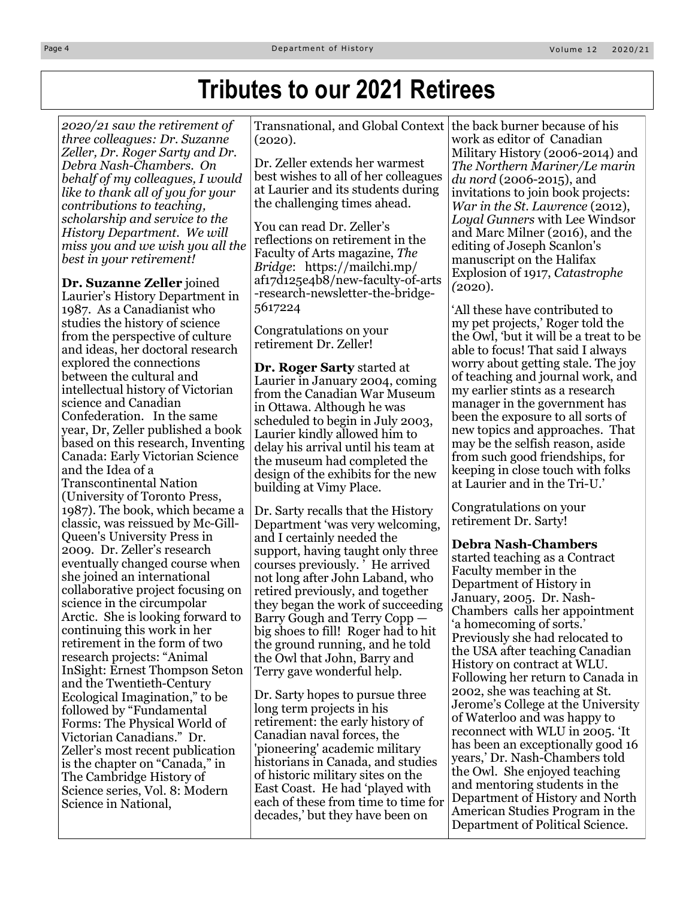# Tributes to our 2021 Retirees

*2020/21 saw the retirement of three colleagues: Dr. Suzanne Zeller, Dr. Roger Sarty and Dr. Debra Nash-Chambers. On behalf of my colleagues, I would like to thank all of you for your contributions to teaching, scholarship and service to the History Department. We will miss you and we wish you all the best in your retirement!*

**Dr. Suzanne Zeller** joined Laurier's History Department in 1987. As a Canadianist who studies the history of science from the perspective of culture and ideas, her doctoral research explored the connections between the cultural and intellectual history of Victorian science and Canadian Confederation. In the same year, Dr, Zeller published a book based on this research, Inventing Canada: Early Victorian Science and the Idea of a Transcontinental Nation (University of Toronto Press, 1987). The book, which became a classic, was reissued by Mc-Gill-Queen's University Press in 2009. Dr. Zeller's research eventually changed course when she joined an international collaborative project focusing on science in the circumpolar Arctic. She is looking forward to continuing this work in her retirement in the form of two research projects: "Animal InSight: Ernest Thompson Seton and the Twentieth-Century Ecological Imagination," to be followed by "Fundamental Forms: The Physical World of Victorian Canadians." Dr. Zeller's most recent publication is the chapter on "Canada," in The Cambridge History of Science series, Vol. 8: Modern Science in National, Transnational, and Global Context (2020).

Dr. Zeller extends her warmest best wishes to all of her colleagues at Laurier and its students during the challenging times ahead.

You can read Dr. Zeller's reflections on retirement in the Faculty of Arts magazine, *The Bridge*: https://mailchi.mp/af17d125e4b8/new-faculty-of-arts-research-newsletter-the-bridge-5617224

Congratulations on your retirement Dr. Zeller!

**Dr. Roger Sarty** started at Laurier in January 2004, coming from the Canadian War Museum in Ottawa. Although he was scheduled to begin in July 2003, Laurier kindly allowed him to delay his arrival until his team at the museum had completed the design of the exhibits for the new building at Vimy Place.

Dr. Sarty recalls that the History Department 'was very welcoming, and I certainly needed the support, having taught only three courses previously.' He arrived not long after John Laband, who retired previously, and together they began the work of succeeding Barry Gough and Terry Copp — big shoes to fill! Roger had to hit the ground running, and he told the Owl that John, Barry and Terry gave wonderful help.

Dr. Sarty hopes to pursue three long term projects in his retirement: the early history of Canadian naval forces, the 'pioneering' academic military historians in Canada, and studies of historic military sites on the East Coast. He had 'played with each of these from time to time for decades,' but they have been on the back burner because of his work as editor of Canadian Military History (2006-2014) and *The Northern Mariner/Le marin du nord* (2006-2015), and invitations to join book projects: *War in the St. Lawrence* (2012), *Loyal Gunners* with Lee Windsor and Marc Milner (2016), and the editing of Joseph Scanlon's manuscript on the Halifax Explosion of 1917, *Catastrophe (*2020).

'All these have contributed to my pet projects,' Roger told the the Owl, 'but it will be a treat to be able to focus! That said I always worry about getting stale. The joy of teaching and journal work, and my earlier stints as a research manager in the government has been the exposure to all sorts of new topics and approaches. That may be the selfish reason, aside from such good friendships, for keeping in close touch with folks at Laurier and in the Tri-U.'

Congratulations on your retirement Dr. Sarty!

**Debra Nash-Chambers** started teaching as a Contract Faculty member in the Department of History in January, 2005. Dr. Nash-Chambers calls her appointment 'a homecoming of sorts.' Previously she had relocated to the USA after teaching Canadian History on contract at WLU. Following her return to Canada in 2002, she was teaching at St. Jerome's College at the University of Waterloo and was happy to reconnect with WLU in 2005. 'It has been an exceptionally good 16 years,' Dr. Nash-Chambers told the Owl. She enjoyed teaching and mentoring students in the Department of History and North American Studies Program in the Department of Political Science.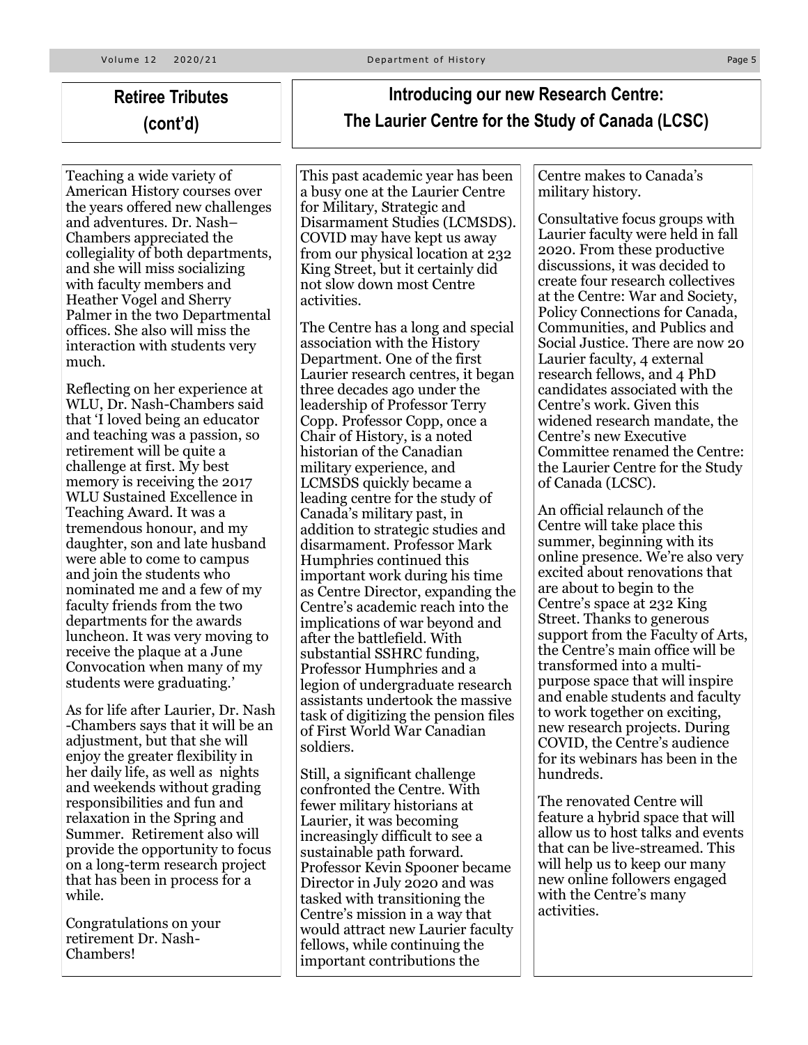## Retiree Tributes (cont'd)

Teaching a wide variety of American History courses over the years offered new challenges and adventures. Dr. Nash–Chambers appreciated the collegiality of both departments, and she will miss socializing with faculty members and Heather Vogel and Sherry Palmer in the two Departmental offices. She also will miss the interaction with students very much.

Reflecting on her experience at WLU, Dr. Nash-Chambers said that 'I loved being an educator and teaching was a passion, so retirement will be quite a challenge at first. My best memory is receiving the 2017 WLU Sustained Excellence in Teaching Award. It was a tremendous honour, and my daughter, son and late husband were able to come to campus and join the students who nominated me and a few of my faculty friends from the two departments for the awards luncheon. It was very moving to receive the plaque at a June Convocation when many of my students were graduating.'

As for life after Laurier, Dr. Nash-Chambers says that it will be an adjustment, but that she will enjoy the greater flexibility in her daily life, as well as nights and weekends without grading responsibilities and fun and relaxation in the Spring and Summer. Retirement also will provide the opportunity to focus on a long-term research project that has been in process for a while.

Congratulations on your retirement Dr. Nash-Chambers!

## Introducing our new Research Centre: The Laurier Centre for the Study of Canada (LCSC)

This past academic year has been a busy one at the Laurier Centre for Military, Strategic and Disarmament Studies (LCMSDS). COVID may have kept us away from our physical location at 232 King Street, but it certainly did not slow down most Centre activities.

The Centre has a long and special association with the History Department. One of the first Laurier research centres, it began three decades ago under the leadership of Professor Terry Copp. Professor Copp, once a Chair of History, is a noted historian of the Canadian military experience, and LCMSDS quickly became a leading centre for the study of Canada's military past, in addition to strategic studies and disarmament. Professor Mark Humphries continued this important work during his time as Centre Director, expanding the Centre's academic reach into the implications of war beyond and after the battlefield. With substantial SSHRC funding, Professor Humphries and a legion of undergraduate research assistants undertook the massive task of digitizing the pension files of First World War Canadian soldiers.

Still, a significant challenge confronted the Centre. With fewer military historians at Laurier, it was becoming increasingly difficult to see a sustainable path forward. Professor Kevin Spooner became Director in July 2020 and was tasked with transitioning the Centre's mission in a way that would attract new Laurier faculty fellows, while continuing the important contributions the Centre makes to Canada's military history.

Consultative focus groups with Laurier faculty were held in fall 2020. From these productive discussions, it was decided to create four research collectives at the Centre: War and Society, Policy Connections for Canada, Communities, and Publics and Social Justice. There are now 20 Laurier faculty, 4 external research fellows, and 4 PhD candidates associated with the Centre's work. Given this widened research mandate, the Centre's new Executive Committee renamed the Centre: the Laurier Centre for the Study of Canada (LCSC).

An official relaunch of the Centre will take place this summer, beginning with its online presence. We're also very excited about renovations that are about to begin to the Centre's space at 232 King Street. Thanks to generous support from the Faculty of Arts, the Centre's main office will be transformed into a multi-purpose space that will inspire and enable students and faculty to work together on exciting, new research projects. During COVID, the Centre's audience for its webinars has been in the hundreds.

The renovated Centre will feature a hybrid space that will allow us to host talks and events that can be live-streamed. This will help us to keep our many new online followers engaged with the Centre's many activities.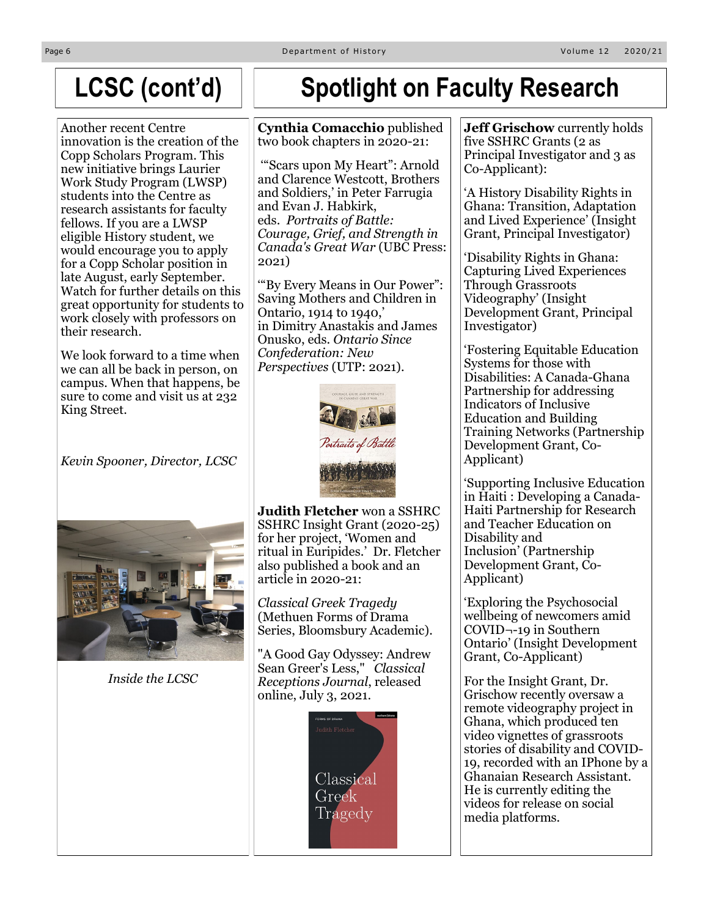## LCSC (cont'd)

Another recent Centre innovation is the creation of the Copp Scholars Program. This new initiative brings Laurier Work Study Program (LWSP) students into the Centre as research assistants for faculty fellows. If you are a LWSP eligible History student, we would encourage you to apply for a Copp Scholar position in late August, early September. Watch for further details on this great opportunity for students to work closely with professors on their research.

We look forward to a time when we can all be back in person, on campus. When that happens, be sure to come and visit us at 232 King Street.

*Kevin Spooner, Director, LCSC*

*Inside the LCSC*

# Spotlight on Faculty Research

**Cynthia Comacchio** published two book chapters in 2020-21:

'"Scars upon My Heart": Arnold and Clarence Westcott, Brothers and Soldiers,' in Peter Farrugia and Evan J. Habkirk, eds. *Portraits of Battle: Courage, Grief, and Strength in Canada's Great War* (UBC Press: 2021)

'"By Every Means in Our Power": Saving Mothers and Children in Ontario, 1914 to 1940,' in Dimitry Anastakis and James Onusko, eds. *Ontario Since Confederation: New Perspectives* (UTP: 2021).

**Judith Fletcher** won a SSHRC SSHRC Insight Grant (2020-25) for her project, 'Women and ritual in Euripides.' Dr. Fletcher also published a book and an article in 2020-21:

*Classical Greek Tragedy* (Methuen Forms of Drama Series, Bloomsbury Academic).

"A Good Gay Odyssey: Andrew Sean Greer's Less," *Classical Receptions Journal*, released online, July 3, 2021.

**Jeff Grischow** currently holds five SSHRC Grants (2 as Principal Investigator and 3 as Co-Applicant):

'A History Disability Rights in Ghana: Transition, Adaptation and Lived Experience' (Insight Grant, Principal Investigator)

'Disability Rights in Ghana: Capturing Lived Experiences Through Grassroots Videography' (Insight Development Grant, Principal Investigator)

'Fostering Equitable Education Systems for those with Disabilities: A Canada-Ghana Partnership for addressing Indicators of Inclusive Education and Building Training Networks (Partnership Development Grant, Co-Applicant)

'Supporting Inclusive Education in Haiti : Developing a Canada-Haiti Partnership for Research and Teacher Education on Disability and Inclusion' (Partnership Development Grant, Co-Applicant)

'Exploring the Psychosocial wellbeing of newcomers amid COVID¬-19 in Southern Ontario' (Insight Development Grant, Co-Applicant)

For the Insight Grant, Dr. Grischow recently oversaw a remote videography project in Ghana, which produced ten video vignettes of grassroots stories of disability and COVID-19, recorded with an IPhone by a Ghanaian Research Assistant. He is currently editing the videos for release on social media platforms.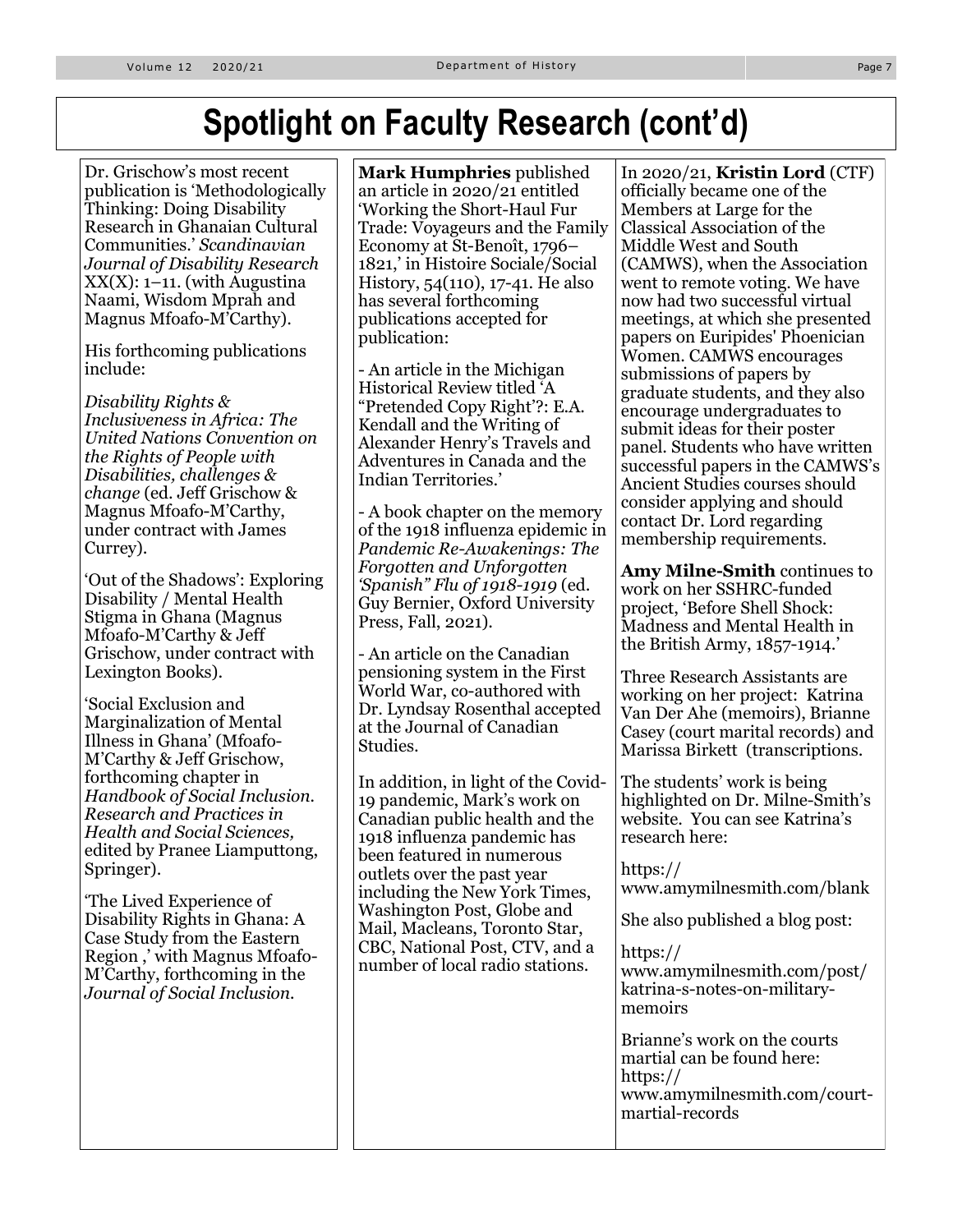# Spotlight on Faculty Research (cont'd)

Dr. Grischow's most recent publication is 'Methodologically Thinking: Doing Disability Research in Ghanaian Cultural Communities.' *Scandinavian Journal of Disability Research* XX(X): 1–11. (with Augustina Naami, Wisdom Mprah and Magnus Mfoafo-M'Carthy).

His forthcoming publications include:

*Disability Rights & Inclusiveness in Africa: The United Nations Convention on the Rights of People with Disabilities, challenges & change* (ed. Jeff Grischow & Magnus Mfoafo-M'Carthy, under contract with James Currey).

'Out of the Shadows': Exploring Disability / Mental Health Stigma in Ghana (Magnus Mfoafo-M'Carthy & Jeff Grischow, under contract with Lexington Books).

'Social Exclusion and Marginalization of Mental Illness in Ghana' (Mfoafo-M'Carthy & Jeff Grischow, forthcoming chapter in *Handbook of Social Inclusion. Research and Practices in Health and Social Sciences,* edited by Pranee Liamputtong, Springer).

'The Lived Experience of Disability Rights in Ghana: A Case Study from the Eastern Region ,' with Magnus Mfoafo-M'Carthy, forthcoming in the *Journal of Social Inclusion.*

**Mark Humphries** published an article in 2020/21 entitled 'Working the Short-Haul Fur Trade: Voyageurs and the Family Economy at St-Benoît, 1796–1821,' in Histoire Sociale/Social History, 54(110), 17-41. He also has several forthcoming publications accepted for publication:

- An article in the Michigan Historical Review titled 'A "Pretended Copy Right"?: E.A. Kendall and the Writing of Alexander Henry's Travels and Adventures in Canada and the Indian Territories.'

- A book chapter on the memory of the 1918 influenza epidemic in *Pandemic Re-Awakenings: The Forgotten and Unforgotten 'Spanish" Flu of 1918-1919* (ed. Guy Bernier, Oxford University Press, Fall, 2021).

- An article on the Canadian pensioning system in the First World War, co-authored with Dr. Lyndsay Rosenthal accepted at the Journal of Canadian Studies.

In addition, in light of the Covid-19 pandemic, Mark's work on Canadian public health and the 1918 influenza pandemic has been featured in numerous outlets over the past year including the New York Times, Washington Post, Globe and Mail, Macleans, Toronto Star, CBC, National Post, CTV, and a number of local radio stations.

In 2020/21, **Kristin Lord** (CTF) officially became one of the Members at Large for the Classical Association of the Middle West and South (CAMWS), when the Association went to remote voting. We have now had two successful virtual meetings, at which she presented papers on Euripides' Phoenician Women. CAMWS encourages submissions of papers by graduate students, and they also encourage undergraduates to submit ideas for their poster panel. Students who have written successful papers in the CAMWS's Ancient Studies courses should consider applying and should contact Dr. Lord regarding membership requirements.

**Amy Milne-Smith** continues to work on her SSHRC-funded project, 'Before Shell Shock: Madness and Mental Health in the British Army, 1857-1914.'

Three Research Assistants are working on her project: Katrina Van Der Ahe (memoirs), Brianne Casey (court marital records) and Marissa Birkett (transcriptions.

The students' work is being highlighted on Dr. Milne-Smith's website. You can see Katrina's research here:

https://www.amymilnesmith.com/blank

She also published a blog post:

https://www.amymilnesmith.com/post/katrina-s-notes-on-military-memoirs

Brianne's work on the courts martial can be found here: https://www.amymilnesmith.com/court-martial-records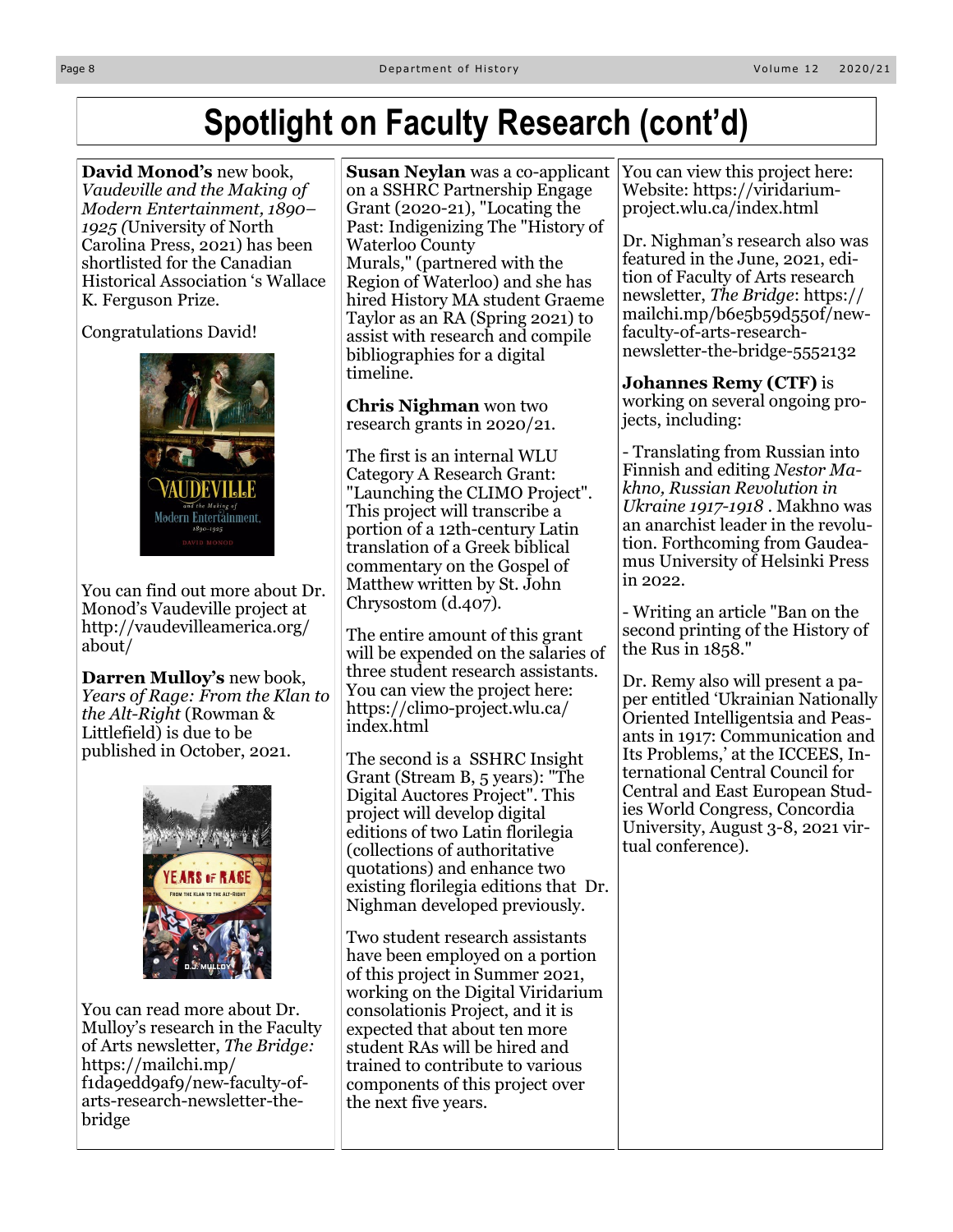# Spotlight on Faculty Research (cont'd)

**David Monod's** new book, *Vaudeville and the Making of Modern Entertainment, 1890–1925 (*University of North Carolina Press, 2021) has been shortlisted for the Canadian Historical Association 's Wallace K. Ferguson Prize.

Congratulations David!

You can find out more about Dr. Monod's Vaudeville project at http://vaudevilleamerica.org/about/

**Darren Mulloy's** new book, *Years of Rage: From the Klan to the Alt-Right* (Rowman & Littlefield) is due to be published in October, 2021.

You can read more about Dr. Mulloy's research in the Faculty of Arts newsletter, *The Bridge:* https://mailchi.mp/f1da9edd9af9/new-faculty-of-arts-research-newsletter-the-bridge

**Susan Neylan** was a co-applicant on a SSHRC Partnership Engage Grant (2020-21), "Locating the Past: Indigenizing The "History of Waterloo County Murals," (partnered with the Region of Waterloo) and she has hired History MA student Graeme Taylor as an RA (Spring 2021) to assist with research and compile bibliographies for a digital timeline.

**Chris Nighman** won two research grants in 2020/21.

The first is an internal WLU Category A Research Grant: "Launching the CLIMO Project". This project will transcribe a portion of a 12th-century Latin translation of a Greek biblical commentary on the Gospel of Matthew written by St. John Chrysostom (d.407).

The entire amount of this grant will be expended on the salaries of three student research assistants. You can view the project here: https://climo-project.wlu.ca/index.html

The second is a SSHRC Insight Grant (Stream B, 5 years): "The Digital Auctores Project". This project will develop digital editions of two Latin florilegia (collections of authoritative quotations) and enhance two existing florilegia editions that Dr. Nighman developed previously.

Two student research assistants have been employed on a portion of this project in Summer 2021, working on the Digital Viridarium consolationis Project, and it is expected that about ten more student RAs will be hired and trained to contribute to various components of this project over the next five years.

You can view this project here: Website: https://viridarium-project.wlu.ca/index.html

Dr. Nighman's research also was featured in the June, 2021, edition of Faculty of Arts research newsletter, *The Bridge*: https://mailchi.mp/b6e5b59d550f/new-faculty-of-arts-research-newsletter-the-bridge-5552132

**Johannes Remy (CTF)** is working on several ongoing projects, including:

- Translating from Russian into Finnish and editing *Nestor Makhno, Russian Revolution in Ukraine 1917-1918* . Makhno was an anarchist leader in the revolution. Forthcoming from Gaudeamus University of Helsinki Press in 2022.

- Writing an article "Ban on the second printing of the History of the Rus in 1858."

Dr. Remy also will present a paper entitled 'Ukrainian Nationally Oriented Intelligentsia and Peasants in 1917: Communication and Its Problems,' at the ICCEES, International Central Council for Central and East European Studies World Congress, Concordia University, August 3-8, 2021 virtual conference).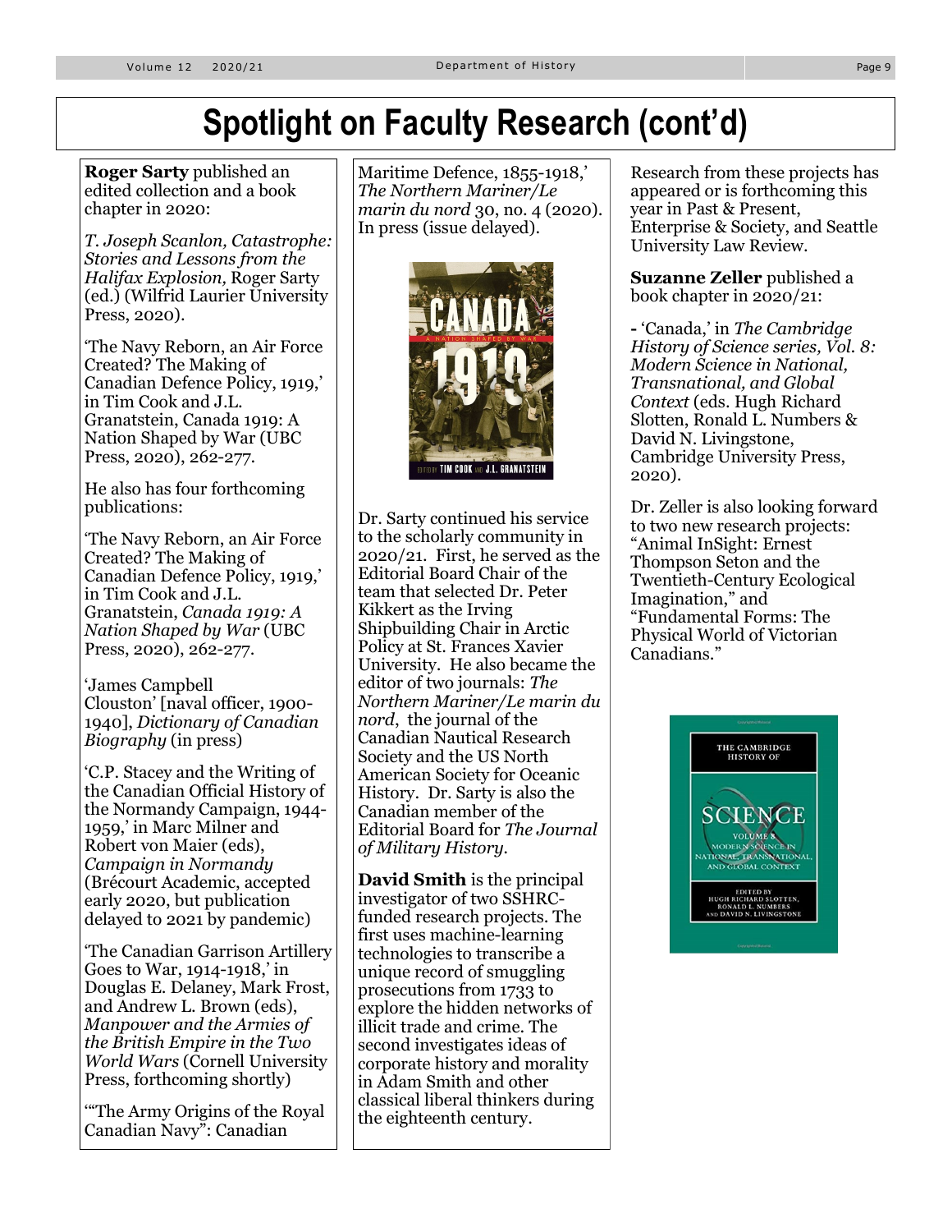# Spotlight on Faculty Research (cont'd)

**Roger Sarty** published an edited collection and a book chapter in 2020:

*T. Joseph Scanlon, Catastrophe: Stories and Lessons from the Halifax Explosion,* Roger Sarty (ed.) (Wilfrid Laurier University Press, 2020).

'The Navy Reborn, an Air Force Created? The Making of Canadian Defence Policy, 1919,' in Tim Cook and J.L. Granatstein, Canada 1919: A Nation Shaped by War (UBC Press, 2020), 262-277.

He also has four forthcoming publications:

'The Navy Reborn, an Air Force Created? The Making of Canadian Defence Policy, 1919,' in Tim Cook and J.L. Granatstein, *Canada 1919: A Nation Shaped by War* (UBC Press, 2020), 262-277.

'James Campbell Clouston' [naval officer, 1900-1940], *Dictionary of Canadian Biography* (in press)

'C.P. Stacey and the Writing of the Canadian Official History of the Normandy Campaign, 1944-1959,' in Marc Milner and Robert von Maier (eds), *Campaign in Normandy* (Brécourt Academic, accepted early 2020, but publication delayed to 2021 by pandemic)

'The Canadian Garrison Artillery Goes to War, 1914-1918,' in Douglas E. Delaney, Mark Frost, and Andrew L. Brown (eds), *Manpower and the Armies of the British Empire in the Two World Wars* (Cornell University Press, forthcoming shortly)

'"The Army Origins of the Royal Canadian Navy": Canadian Maritime Defence, 1855-1918,' *The Northern Mariner/Le marin du nord* 30, no. 4 (2020). In press (issue delayed).

Dr. Sarty continued his service to the scholarly community in 2020/21. First, he served as the Editorial Board Chair of the team that selected Dr. Peter Kikkert as the Irving Shipbuilding Chair in Arctic Policy at St. Frances Xavier University. He also became the editor of two journals: *The Northern Mariner/Le marin du nord*, the journal of the Canadian Nautical Research Society and the US North American Society for Oceanic History. Dr. Sarty is also the Canadian member of the Editorial Board for *The Journal of Military History*.

**David Smith** is the principal investigator of two SSHRC-funded research projects. The first uses machine-learning technologies to transcribe a unique record of smuggling prosecutions from 1733 to explore the hidden networks of illicit trade and crime. The second investigates ideas of corporate history and morality in Adam Smith and other classical liberal thinkers during the eighteenth century. Research from these projects has appeared or is forthcoming this year in Past & Present, Enterprise & Society, and Seattle University Law Review.

**Suzanne Zeller** published a book chapter in 2020/21:

- 'Canada,' in *The Cambridge History of Science series, Vol. 8: Modern Science in National, Transnational, and Global Context* (eds. Hugh Richard Slotten, Ronald L. Numbers & David N. Livingstone, Cambridge University Press, 2020).

Dr. Zeller is also looking forward to two new research projects: "Animal InSight: Ernest Thompson Seton and the Twentieth-Century Ecological Imagination," and "Fundamental Forms: The Physical World of Victorian Canadians."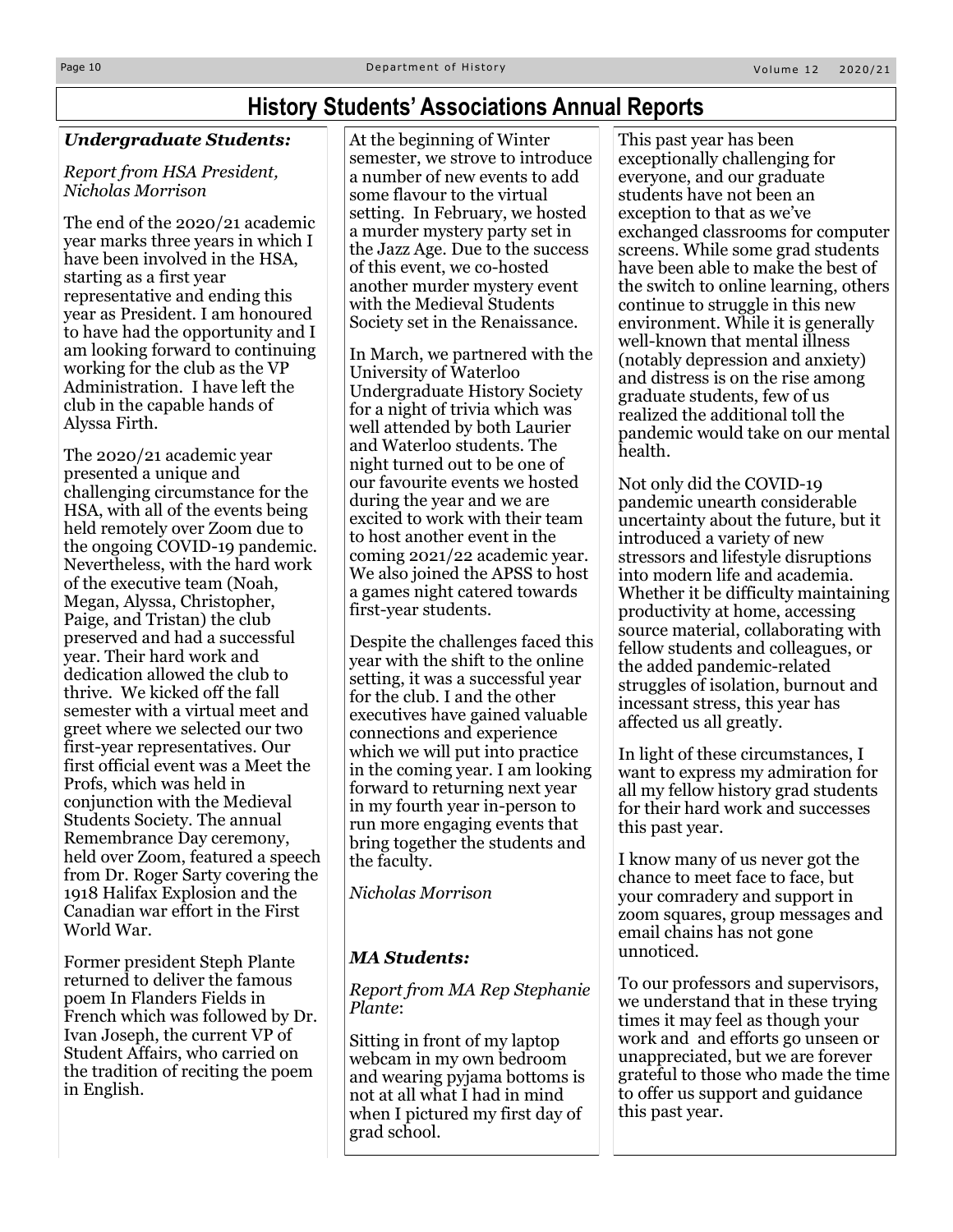# History Students' Associations Annual Reports

***Undergraduate Students:***

*Report from HSA President, Nicholas Morrison*

The end of the 2020/21 academic year marks three years in which I have been involved in the HSA, starting as a first year representative and ending this year as President. I am honoured to have had the opportunity and I am looking forward to continuing working for the club as the VP Administration. I have left the club in the capable hands of Alyssa Firth.

The 2020/21 academic year presented a unique and challenging circumstance for the HSA, with all of the events being held remotely over Zoom due to the ongoing COVID-19 pandemic. Nevertheless, with the hard work of the executive team (Noah, Megan, Alyssa, Christopher, Paige, and Tristan) the club preserved and had a successful year. Their hard work and dedication allowed the club to thrive. We kicked off the fall semester with a virtual meet and greet where we selected our two first-year representatives. Our first official event was a Meet the Profs, which was held in conjunction with the Medieval Students Society. The annual Remembrance Day ceremony, held over Zoom, featured a speech from Dr. Roger Sarty covering the 1918 Halifax Explosion and the Canadian war effort in the First World War.

Former president Steph Plante returned to deliver the famous poem In Flanders Fields in French which was followed by Dr. Ivan Joseph, the current VP of Student Affairs, who carried on the tradition of reciting the poem in English.

At the beginning of Winter semester, we strove to introduce a number of new events to add some flavour to the virtual setting. In February, we hosted a murder mystery party set in the Jazz Age. Due to the success of this event, we co-hosted another murder mystery event with the Medieval Students Society set in the Renaissance.

In March, we partnered with the University of Waterloo Undergraduate History Society for a night of trivia which was well attended by both Laurier and Waterloo students. The night turned out to be one of our favourite events we hosted during the year and we are excited to work with their team to host another event in the coming 2021/22 academic year. We also joined the APSS to host a games night catered towards first-year students.

Despite the challenges faced this year with the shift to the online setting, it was a successful year for the club. I and the other executives have gained valuable connections and experience which we will put into practice in the coming year. I am looking forward to returning next year in my fourth year in-person to run more engaging events that bring together the students and the faculty.

*Nicholas Morrison*

***MA Students:***

*Report from MA Rep Stephanie Plante*:

Sitting in front of my laptop webcam in my own bedroom and wearing pyjama bottoms is not at all what I had in mind when I pictured my first day of grad school.

This past year has been exceptionally challenging for everyone, and our graduate students have not been an exception to that as we've exchanged classrooms for computer screens. While some grad students have been able to make the best of the switch to online learning, others continue to struggle in this new environment. While it is generally well-known that mental illness (notably depression and anxiety) and distress is on the rise among graduate students, few of us realized the additional toll the pandemic would take on our mental health.

Not only did the COVID-19 pandemic unearth considerable uncertainty about the future, but it introduced a variety of new stressors and lifestyle disruptions into modern life and academia. Whether it be difficulty maintaining productivity at home, accessing source material, collaborating with fellow students and colleagues, or the added pandemic-related struggles of isolation, burnout and incessant stress, this year has affected us all greatly.

In light of these circumstances, I want to express my admiration for all my fellow history grad students for their hard work and successes this past year.

I know many of us never got the chance to meet face to face, but your comradery and support in zoom squares, group messages and email chains has not gone unnoticed.

To our professors and supervisors, we understand that in these trying times it may feel as though your work and and efforts go unseen or unappreciated, but we are forever grateful to those who made the time to offer us support and guidance this past year.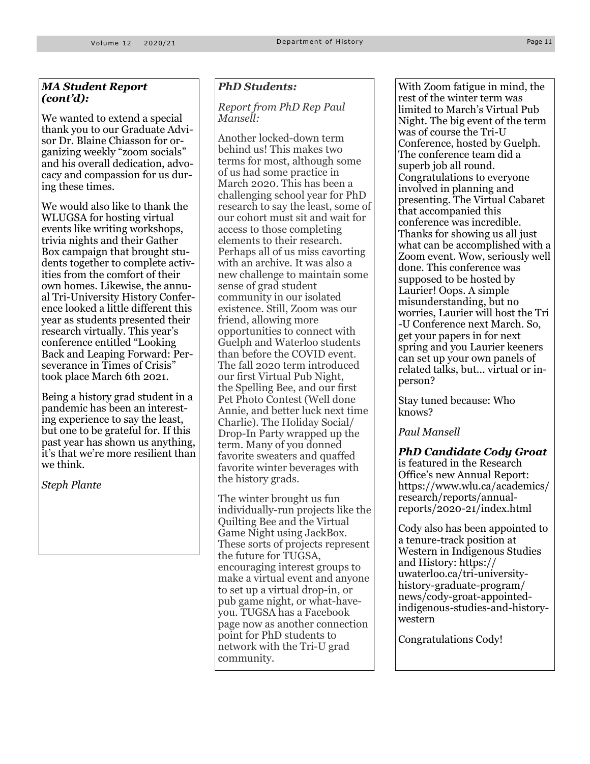### *MA Student Report (cont'd):*

We wanted to extend a special thank you to our Graduate Advisor Dr. Blaine Chiasson for organizing weekly "zoom socials" and his overall dedication, advocacy and compassion for us during these times.

We would also like to thank the WLUGSA for hosting virtual events like writing workshops, trivia nights and their Gather Box campaign that brought students together to complete activities from the comfort of their own homes. Likewise, the annual Tri-University History Conference looked a little different this year as students presented their research virtually. This year's conference entitled "Looking Back and Leaping Forward: Perseverance in Times of Crisis" took place March 6th 2021.

Being a history grad student in a pandemic has been an interesting experience to say the least, but one to be grateful for. If this past year has shown us anything, it's that we're more resilient than we think.

*Steph Plante*

### *PhD Students:*

*Report from PhD Rep Paul Mansell:*

Another locked-down term behind us! This makes two terms for most, although some of us had some practice in March 2020. This has been a challenging school year for PhD research to say the least, some of our cohort must sit and wait for access to those completing elements to their research. Perhaps all of us miss cavorting with an archive. It was also a new challenge to maintain some sense of grad student community in our isolated existence. Still, Zoom was our friend, allowing more opportunities to connect with Guelph and Waterloo students than before the COVID event. The fall 2020 term introduced our first Virtual Pub Night, the Spelling Bee, and our first Pet Photo Contest (Well done Annie, and better luck next time Charlie). The Holiday Social/ Drop-In Party wrapped up the term. Many of you donned favorite sweaters and quaffed favorite winter beverages with the history grads.

The winter brought us fun individually-run projects like the Quilting Bee and the Virtual Game Night using JackBox. These sorts of projects represent the future for TUGSA, encouraging interest groups to make a virtual event and anyone to set up a virtual drop-in, or pub game night, or what-have-you. TUGSA has a Facebook page now as another connection point for PhD students to network with the Tri-U grad community.

With Zoom fatigue in mind, the rest of the winter term was limited to March's Virtual Pub Night. The big event of the term was of course the Tri-U Conference, hosted by Guelph. The conference team did a superb job all round. Congratulations to everyone involved in planning and presenting. The Virtual Cabaret that accompanied this conference was incredible. Thanks for showing us all just what can be accomplished with a Zoom event. Wow, seriously well done. This conference was supposed to be hosted by Laurier! Oops. A simple misunderstanding, but no worries, Laurier will host the Tri-U Conference next March. So, get your papers in for next spring and you Laurier keeners can set up your own panels of related talks, but... virtual or in-person?

Stay tuned because: Who knows?

*Paul Mansell*

***PhD Candidate Cody Groat*** is featured in the Research Office's new Annual Report: https://www.wlu.ca/academics/research/reports/annual-reports/2020-21/index.html

Cody also has been appointed to a tenure-track position at Western in Indigenous Studies and History: https://uwaterloo.ca/tri-university-history-graduate-program/news/cody-groat-appointed-indigenous-studies-and-history-western

Congratulations Cody!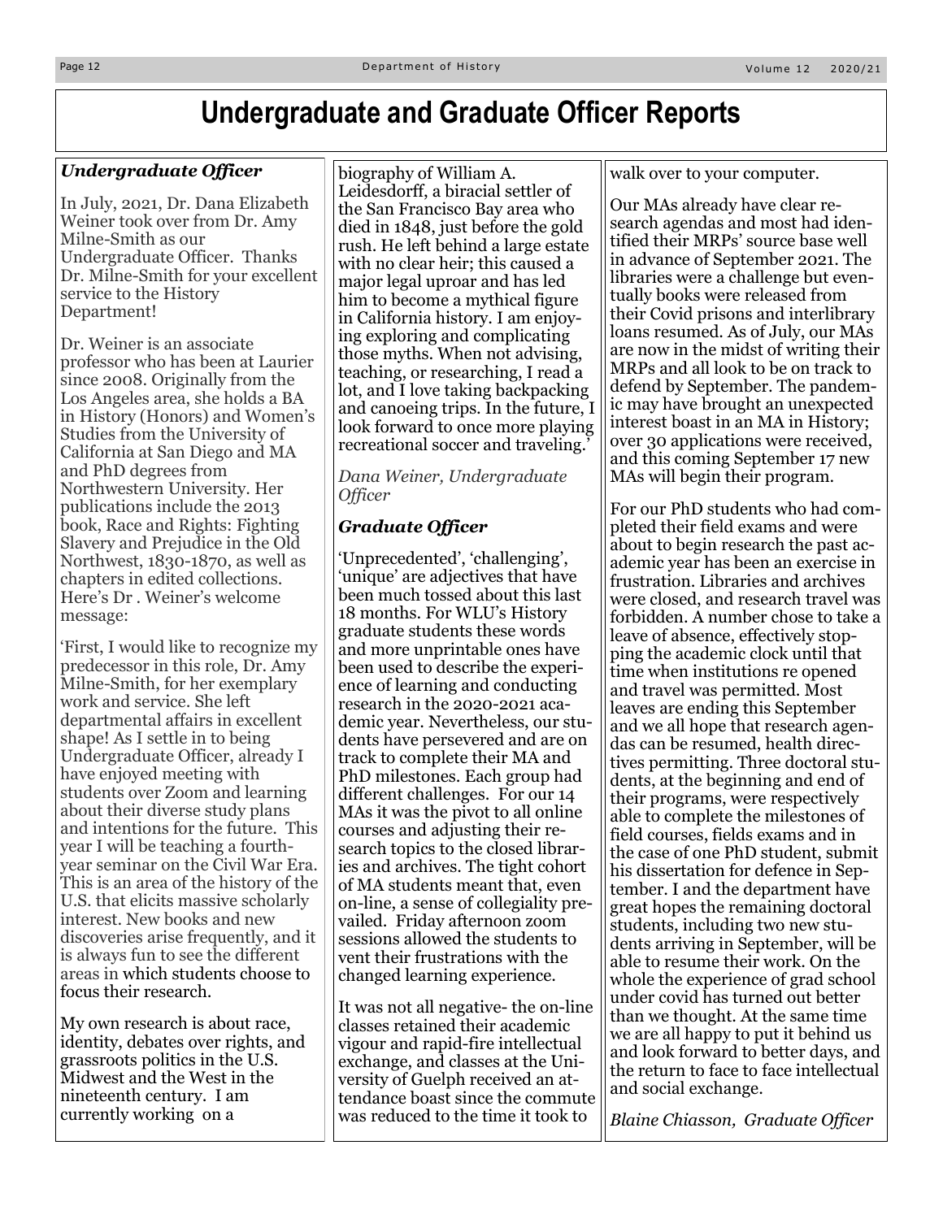# Undergraduate and Graduate Officer Reports

## *Undergraduate Officer*

In July, 2021, Dr. Dana Elizabeth Weiner took over from Dr. Amy Milne-Smith as our Undergraduate Officer. Thanks Dr. Milne-Smith for your excellent service to the History Department!

Dr. Weiner is an associate professor who has been at Laurier since 2008. Originally from the Los Angeles area, she holds a BA in History (Honors) and Women's Studies from the University of California at San Diego and MA and PhD degrees from Northwestern University. Her publications include the 2013 book, Race and Rights: Fighting Slavery and Prejudice in the Old Northwest, 1830-1870, as well as chapters in edited collections. Here's Dr . Weiner's welcome message:

'First, I would like to recognize my predecessor in this role, Dr. Amy Milne-Smith, for her exemplary work and service. She left departmental affairs in excellent shape! As I settle in to being Undergraduate Officer, already I have enjoyed meeting with students over Zoom and learning about their diverse study plans and intentions for the future. This year I will be teaching a fourth-year seminar on the Civil War Era. This is an area of the history of the U.S. that elicits massive scholarly interest. New books and new discoveries arise frequently, and it is always fun to see the different areas in which students choose to focus their research.

My own research is about race, identity, debates over rights, and grassroots politics in the U.S. Midwest and the West in the nineteenth century. I am currently working on a biography of William A. Leidesdorff, a biracial settler of the San Francisco Bay area who died in 1848, just before the gold rush. He left behind a large estate with no clear heir; this caused a major legal uproar and has led him to become a mythical figure in California history. I am enjoying exploring and complicating those myths. When not advising, teaching, or researching, I read a lot, and I love taking backpacking and canoeing trips. In the future, I look forward to once more playing recreational soccer and traveling.'

*Dana Weiner, Undergraduate Officer*

## *Graduate Officer*

'Unprecedented', 'challenging', 'unique' are adjectives that have been much tossed about this last 18 months. For WLU's History graduate students these words and more unprintable ones have been used to describe the experience of learning and conducting research in the 2020-2021 academic year. Nevertheless, our students have persevered and are on track to complete their MA and PhD milestones. Each group had different challenges. For our 14 MAs it was the pivot to all online courses and adjusting their research topics to the closed libraries and archives. The tight cohort of MA students meant that, even on-line, a sense of collegiality prevailed. Friday afternoon zoom sessions allowed the students to vent their frustrations with the changed learning experience.

It was not all negative- the on-line classes retained their academic vigour and rapid-fire intellectual exchange, and classes at the University of Guelph received an attendance boast since the commute was reduced to the time it took to walk over to your computer.

Our MAs already have clear research agendas and most had identified their MRPs' source base well in advance of September 2021. The libraries were a challenge but eventually books were released from their Covid prisons and interlibrary loans resumed. As of July, our MAs are now in the midst of writing their MRPs and all look to be on track to defend by September. The pandemic may have brought an unexpected interest boast in an MA in History; over 30 applications were received, and this coming September 17 new MAs will begin their program.

For our PhD students who had completed their field exams and were about to begin research the past academic year has been an exercise in frustration. Libraries and archives were closed, and research travel was forbidden. A number chose to take a leave of absence, effectively stopping the academic clock until that time when institutions re opened and travel was permitted. Most leaves are ending this September and we all hope that research agendas can be resumed, health directives permitting. Three doctoral students, at the beginning and end of their programs, were respectively able to complete the milestones of field courses, fields exams and in the case of one PhD student, submit his dissertation for defence in September. I and the department have great hopes the remaining doctoral students, including two new students arriving in September, will be able to resume their work. On the whole the experience of grad school under covid has turned out better than we thought. At the same time we are all happy to put it behind us and look forward to better days, and the return to face to face intellectual and social exchange.

*Blaine Chiasson, Graduate Officer*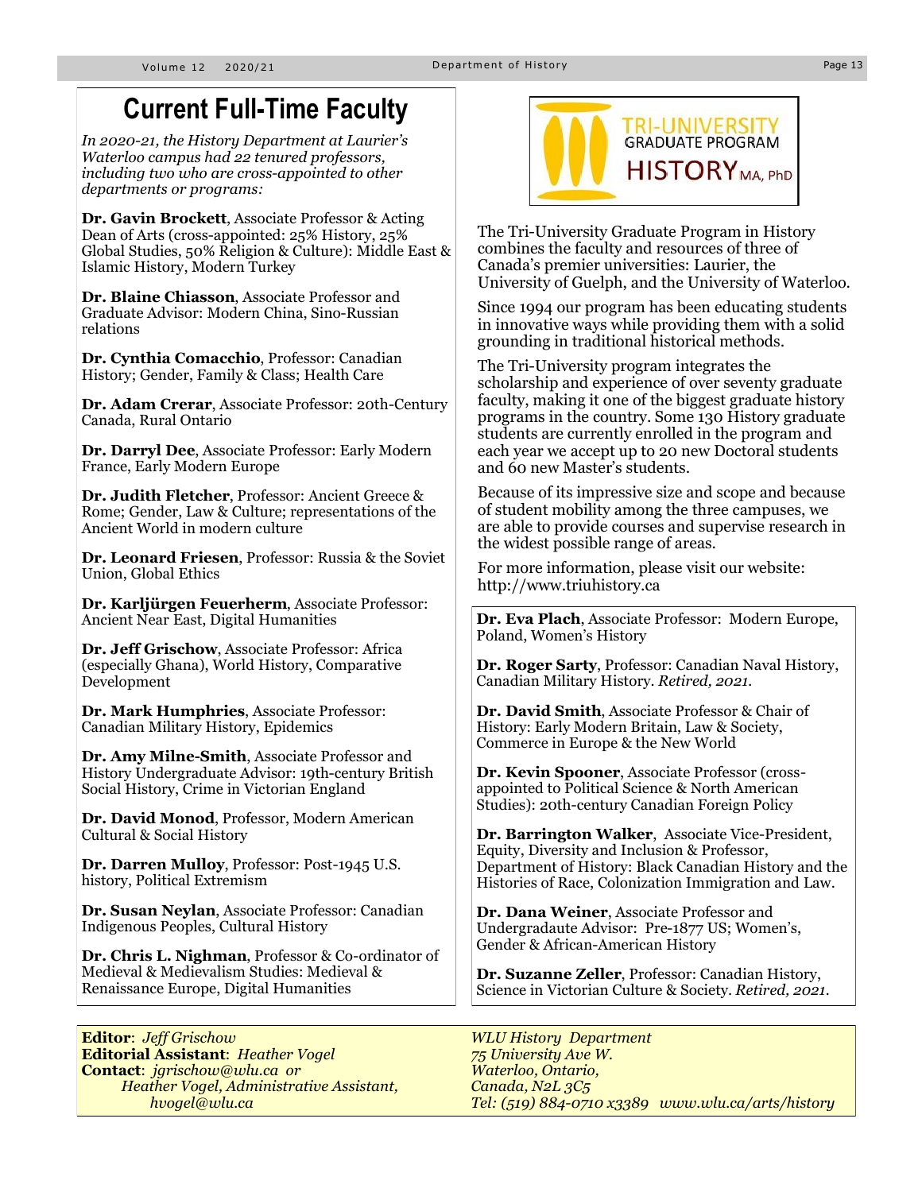# Current Full-Time Faculty

*In 2020-21, the History Department at Laurier's Waterloo campus had 22 tenured professors, including two who are cross-appointed to other departments or programs:*

**Dr. Gavin Brockett**, Associate Professor & Acting Dean of Arts (cross-appointed: 25% History, 25% Global Studies, 50% Religion & Culture): Middle East & Islamic History, Modern Turkey

**Dr. Blaine Chiasson**, Associate Professor and Graduate Advisor: Modern China, Sino-Russian relations

**Dr. Cynthia Comacchio**, Professor: Canadian History; Gender, Family & Class; Health Care

**Dr. Adam Crerar**, Associate Professor: 20th-Century Canada, Rural Ontario

**Dr. Darryl Dee**, Associate Professor: Early Modern France, Early Modern Europe

**Dr. Judith Fletcher**, Professor: Ancient Greece & Rome; Gender, Law & Culture; representations of the Ancient World in modern culture

**Dr. Leonard Friesen**, Professor: Russia & the Soviet Union, Global Ethics

**Dr. Karljürgen Feuerherm**, Associate Professor: Ancient Near East, Digital Humanities

**Dr. Jeff Grischow**, Associate Professor: Africa (especially Ghana), World History, Comparative Development

**Dr. Mark Humphries**, Associate Professor: Canadian Military History, Epidemics

**Dr. Amy Milne-Smith**, Associate Professor and History Undergraduate Advisor: 19th-century British Social History, Crime in Victorian England

**Dr. David Monod**, Professor, Modern American Cultural & Social History

**Dr. Darren Mulloy**, Professor: Post-1945 U.S. history, Political Extremism

**Dr. Susan Neylan**, Associate Professor: Canadian Indigenous Peoples, Cultural History

**Dr. Chris L. Nighman**, Professor & Co-ordinator of Medieval & Medievalism Studies: Medieval & Renaissance Europe, Digital Humanities

**Dr. Eva Plach**, Associate Professor: Modern Europe, Poland, Women's History

**Dr. Roger Sarty**, Professor: Canadian Naval History, Canadian Military History. *Retired, 2021.*

**Dr. David Smith**, Associate Professor & Chair of History: Early Modern Britain, Law & Society, Commerce in Europe & the New World

**Dr. Kevin Spooner**, Associate Professor (cross-appointed to Political Science & North American Studies): 20th-century Canadian Foreign Policy

**Dr. Barrington Walker**, Associate Vice-President, Equity, Diversity and Inclusion & Professor, Department of History: Black Canadian History and the Histories of Race, Colonization Immigration and Law.

**Dr. Dana Weiner**, Associate Professor and Undergradaute Advisor: Pre-1877 US; Women's, Gender & African-American History

**Dr. Suzanne Zeller**, Professor: Canadian History, Science in Victorian Culture & Society. *Retired, 2021.*

TRI-UNIVERSITY GRADUATE PROGRAM HISTORY MA, PhD

The Tri-University Graduate Program in History combines the faculty and resources of three of Canada's premier universities: Laurier, the University of Guelph, and the University of Waterloo.

Since 1994 our program has been educating students in innovative ways while providing them with a solid grounding in traditional historical methods.

The Tri-University program integrates the scholarship and experience of over seventy graduate faculty, making it one of the biggest graduate history programs in the country. Some 130 History graduate students are currently enrolled in the program and each year we accept up to 20 new Doctoral students and 60 new Master's students.

Because of its impressive size and scope and because of student mobility among the three campuses, we are able to provide courses and supervise research in the widest possible range of areas.

For more information, please visit our website: http://www.triuhistory.ca

**Editor**: *Jeff Grischow*
**Editorial Assistant**: *Heather Vogel*
**Contact**: *jgrischow@wlu.ca or Heather Vogel, Administrative Assistant, hvogel@wlu.ca*

*WLU History Department*
*75 University Ave W.*
*Waterloo, Ontario,*
*Canada, N2L 3C5*
*Tel: (519) 884-0710 x3389 www.wlu.ca/arts/history*